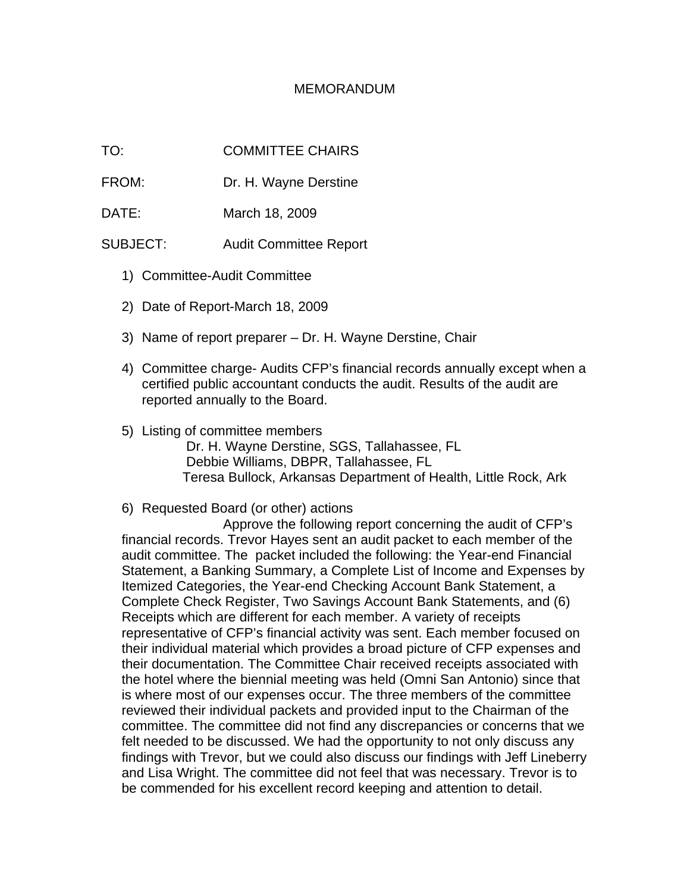# MEMORANDUM

TO: COMMITTEE CHAIRS

FROM: Dr. H. Wayne Derstine

DATE: March 18, 2009

SUBJECT: Audit Committee Report

1) Committee-Audit Committee

2) Date of Report-March 18, 2009

3) Name of report preparer – Dr. H. Wayne Derstine, Chair

4) Committee charge- Audits CFP's financial records annually except when a certified public accountant conducts the audit. Results of the audit are reported annually to the Board.

5) Listing of committee members
   - Dr. H. Wayne Derstine, SGS, Tallahassee, FL
   - Debbie Williams, DBPR, Tallahassee, FL
   - Teresa Bullock, Arkansas Department of Health, Little Rock, Ark

6) Requested Board (or other) actions

   Approve the following report concerning the audit of CFP's financial records. Trevor Hayes sent an audit packet to each member of the audit committee. The packet included the following: the Year-end Financial Statement, a Banking Summary, a Complete List of Income and Expenses by Itemized Categories, the Year-end Checking Account Bank Statement, a Complete Check Register, Two Savings Account Bank Statements, and (6) Receipts which are different for each member. A variety of receipts representative of CFP's financial activity was sent. Each member focused on their individual material which provides a broad picture of CFP expenses and their documentation. The Committee Chair received receipts associated with the hotel where the biennial meeting was held (Omni San Antonio) since that is where most of our expenses occur. The three members of the committee reviewed their individual packets and provided input to the Chairman of the committee. The committee did not find any discrepancies or concerns that we felt needed to be discussed. We had the opportunity to not only discuss any findings with Trevor, but we could also discuss our findings with Jeff Lineberry and Lisa Wright. The committee did not feel that was necessary. Trevor is to be commended for his excellent record keeping and attention to detail.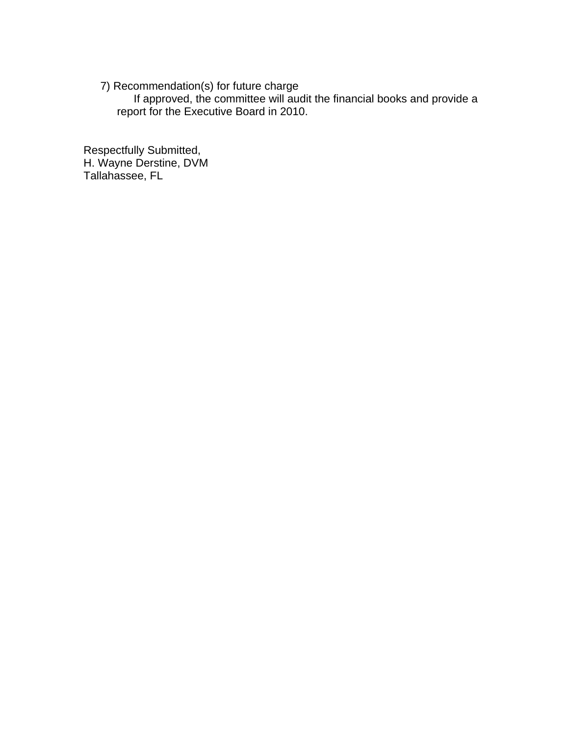7) Recommendation(s) for future charge

If approved, the committee will audit the financial books and provide a report for the Executive Board in 2010.

Respectfully Submitted,
H. Wayne Derstine, DVM
Tallahassee, FL